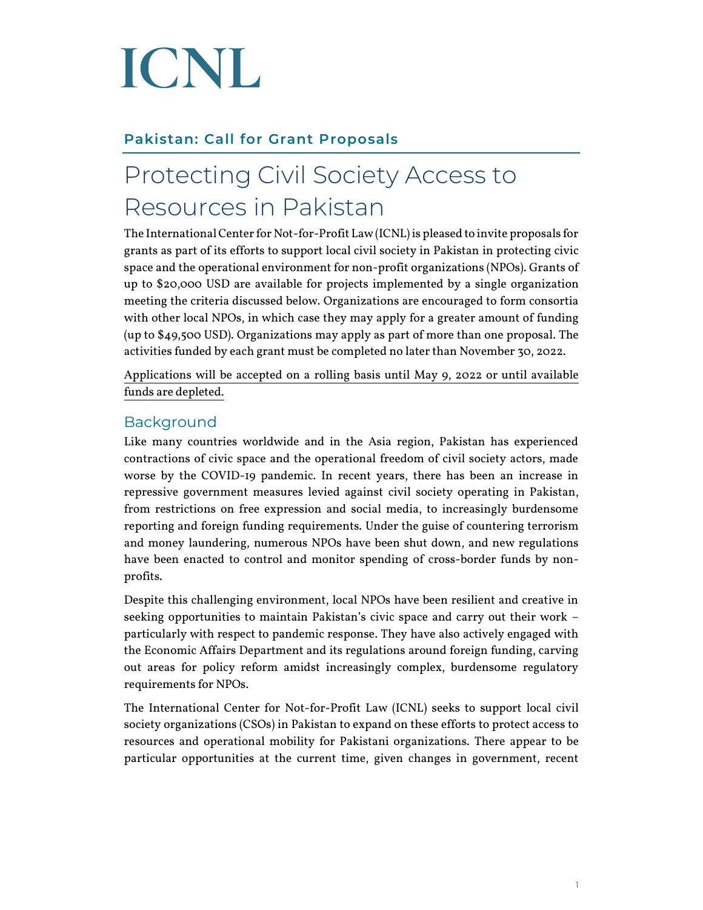# ICNL

## Pakistan: Call for Grant Proposals

# Protecting Civil Society Access to Resources in Pakistan

The International Center for Not-for-Profit Law (ICNL) is pleased to invite proposals for grants as part of its efforts to support local civil society in Pakistan in protecting civic space and the operational environment for non-profit organizations (NPOs). Grants of up to $20,000 USD are available for projects implemented by a single organization meeting the criteria discussed below. Organizations are encouraged to form consortia with other local NPOs, in which case they may apply for a greater amount of funding (up to $49,500 USD). Organizations may apply as part of more than one proposal. The activities funded by each grant must be completed no later than November 30, 2022.

Applications will be accepted on a rolling basis until May 9, 2022 or until available funds are depleted.

## Background

Like many countries worldwide and in the Asia region, Pakistan has experienced contractions of civic space and the operational freedom of civil society actors, made worse by the COVID-19 pandemic. In recent years, there has been an increase in repressive government measures levied against civil society operating in Pakistan, from restrictions on free expression and social media, to increasingly burdensome reporting and foreign funding requirements. Under the guise of countering terrorism and money laundering, numerous NPOs have been shut down, and new regulations have been enacted to control and monitor spending of cross-border funds by non-profits.

Despite this challenging environment, local NPOs have been resilient and creative in seeking opportunities to maintain Pakistan's civic space and carry out their work – particularly with respect to pandemic response. They have also actively engaged with the Economic Affairs Department and its regulations around foreign funding, carving out areas for policy reform amidst increasingly complex, burdensome regulatory requirements for NPOs.

The International Center for Not-for-Profit Law (ICNL) seeks to support local civil society organizations (CSOs) in Pakistan to expand on these efforts to protect access to resources and operational mobility for Pakistani organizations. There appear to be particular opportunities at the current time, given changes in government, recent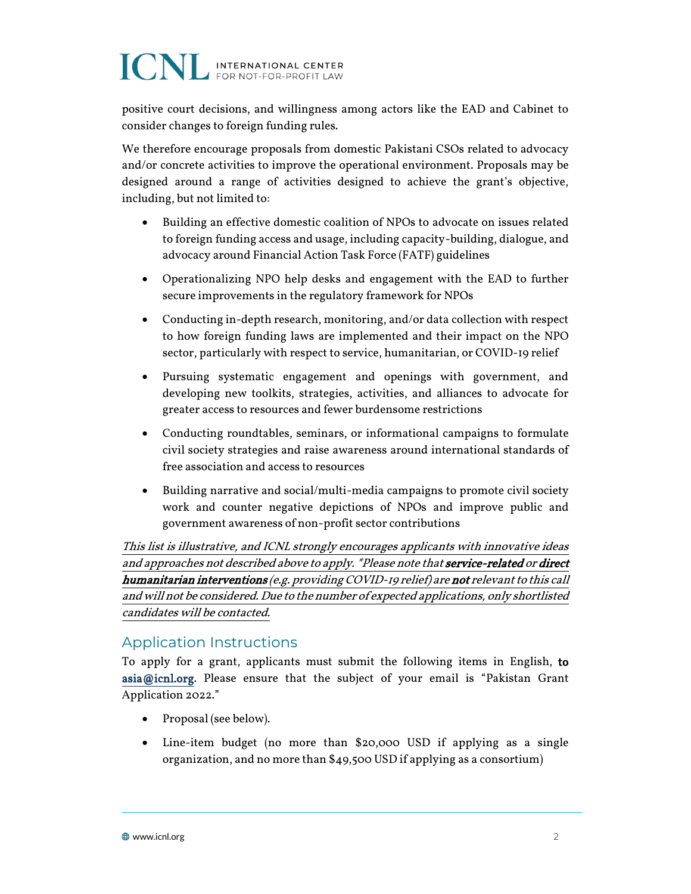positive court decisions, and willingness among actors like the EAD and Cabinet to consider changes to foreign funding rules.

We therefore encourage proposals from domestic Pakistani CSOs related to advocacy and/or concrete activities to improve the operational environment. Proposals may be designed around a range of activities designed to achieve the grant's objective, including, but not limited to:

- Building an effective domestic coalition of NPOs to advocate on issues related to foreign funding access and usage, including capacity-building, dialogue, and advocacy around Financial Action Task Force (FATF) guidelines
- Operationalizing NPO help desks and engagement with the EAD to further secure improvements in the regulatory framework for NPOs
- Conducting in-depth research, monitoring, and/or data collection with respect to how foreign funding laws are implemented and their impact on the NPO sector, particularly with respect to service, humanitarian, or COVID-19 relief
- Pursuing systematic engagement and openings with government, and developing new toolkits, strategies, activities, and alliances to advocate for greater access to resources and fewer burdensome restrictions
- Conducting roundtables, seminars, or informational campaigns to formulate civil society strategies and raise awareness around international standards of free association and access to resources
- Building narrative and social/multi-media campaigns to promote civil society work and counter negative depictions of NPOs and improve public and government awareness of non-profit sector contributions

*This list is illustrative, and ICNL strongly encourages applicants with innovative ideas and approaches not described above to apply. \*Please note that **service-related** or **direct humanitarian interventions** (e.g. providing COVID-19 relief) are **not** relevant to this call and will not be considered. Due to the number of expected applications, only shortlisted candidates will be contacted.*

## Application Instructions

To apply for a grant, applicants must submit the following items in English, **to** asia@icnl.org. Please ensure that the subject of your email is "Pakistan Grant Application 2022."

- Proposal (see below).
- Line-item budget (no more than $20,000 USD if applying as a single organization, and no more than $49,500 USD if applying as a consortium)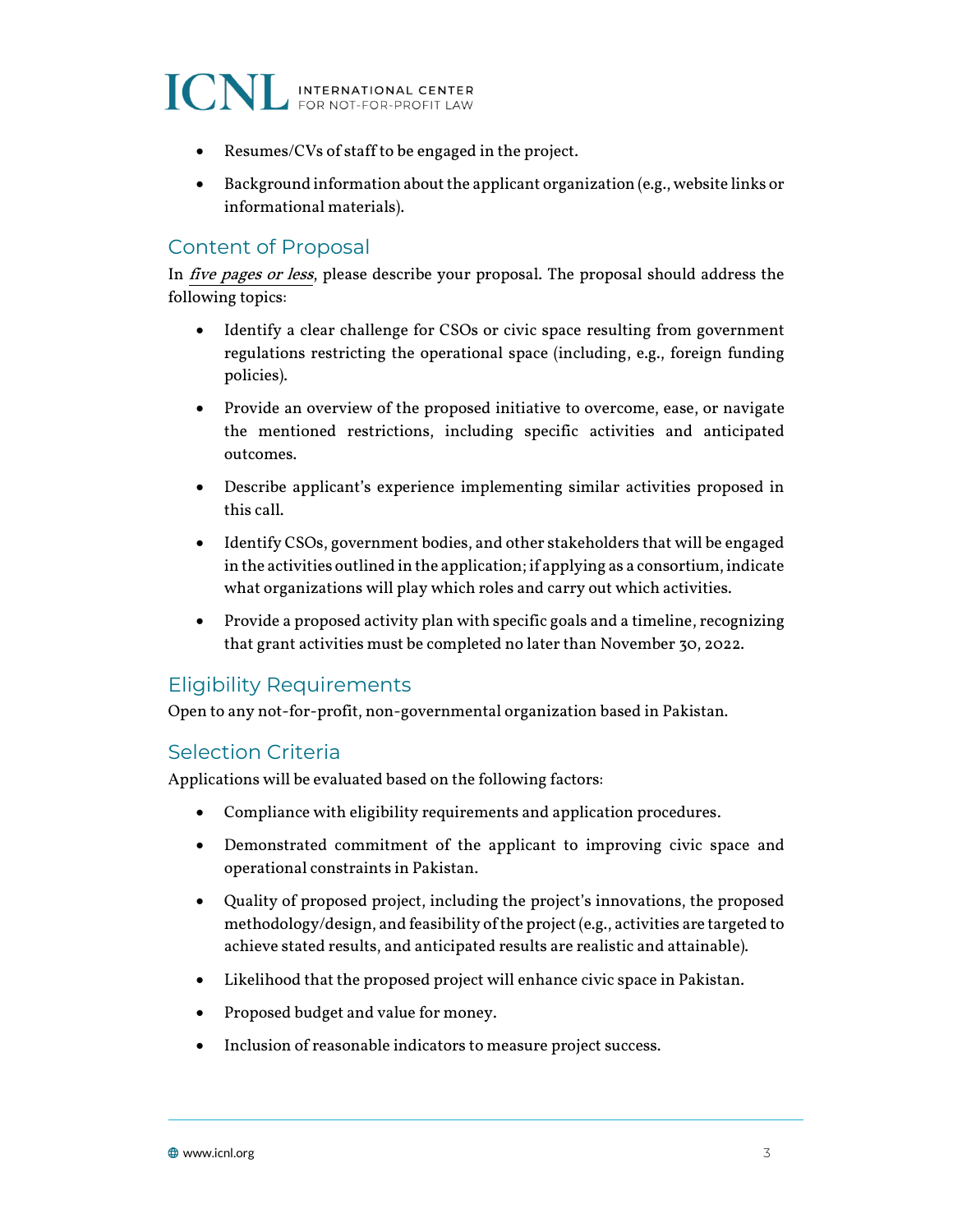- Resumes/CVs of staff to be engaged in the project.
- Background information about the applicant organization (e.g., website links or informational materials).

## Content of Proposal

In *five pages or less*, please describe your proposal. The proposal should address the following topics:

- Identify a clear challenge for CSOs or civic space resulting from government regulations restricting the operational space (including, e.g., foreign funding policies).
- Provide an overview of the proposed initiative to overcome, ease, or navigate the mentioned restrictions, including specific activities and anticipated outcomes.
- Describe applicant's experience implementing similar activities proposed in this call.
- Identify CSOs, government bodies, and other stakeholders that will be engaged in the activities outlined in the application; if applying as a consortium, indicate what organizations will play which roles and carry out which activities.
- Provide a proposed activity plan with specific goals and a timeline, recognizing that grant activities must be completed no later than November 30, 2022.

## Eligibility Requirements

Open to any not-for-profit, non-governmental organization based in Pakistan.

## Selection Criteria

Applications will be evaluated based on the following factors:

- Compliance with eligibility requirements and application procedures.
- Demonstrated commitment of the applicant to improving civic space and operational constraints in Pakistan.
- Quality of proposed project, including the project's innovations, the proposed methodology/design, and feasibility of the project (e.g., activities are targeted to achieve stated results, and anticipated results are realistic and attainable).
- Likelihood that the proposed project will enhance civic space in Pakistan.
- Proposed budget and value for money.
- Inclusion of reasonable indicators to measure project success.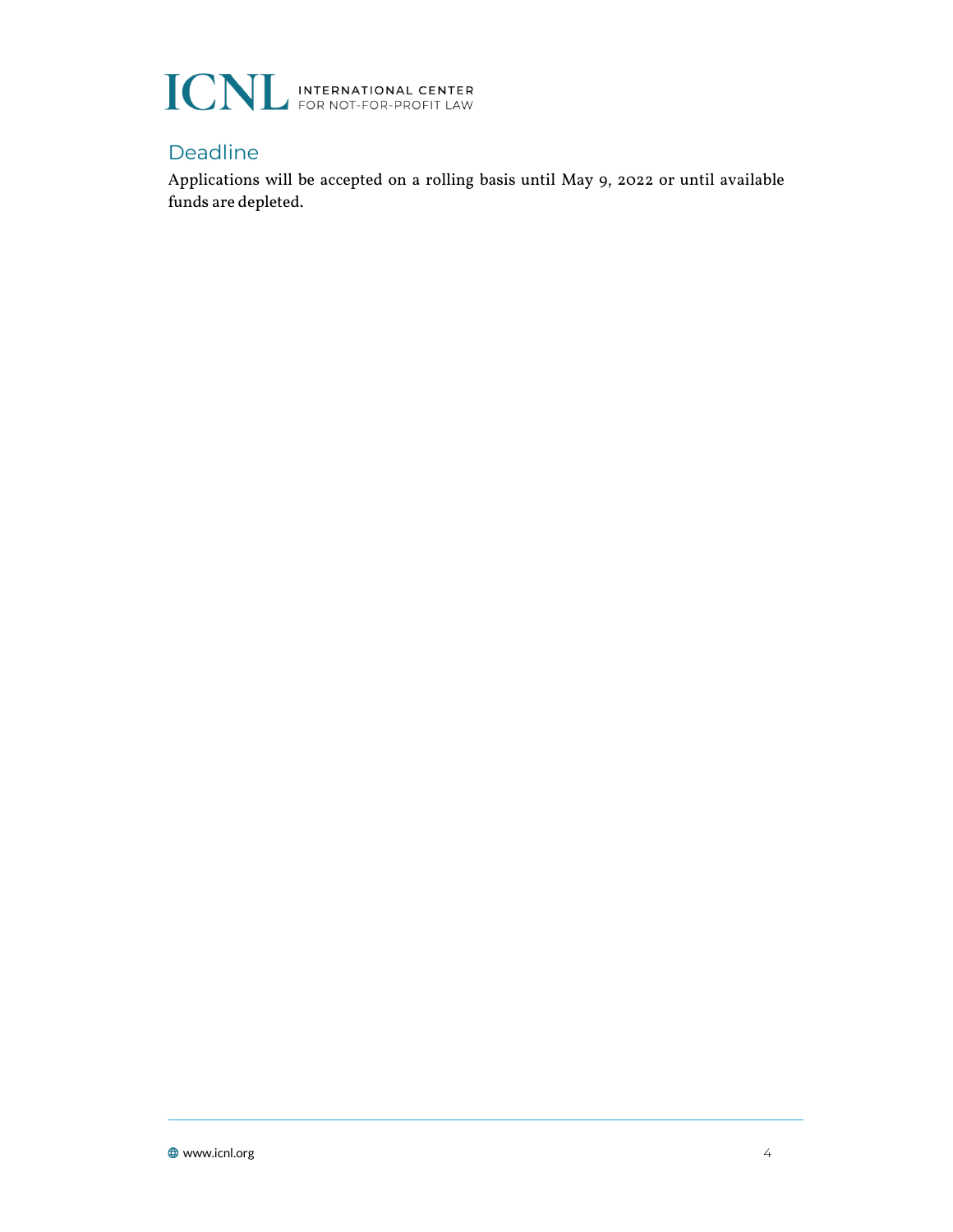## Deadline

Applications will be accepted on a rolling basis until May 9, 2022 or until available funds are depleted.